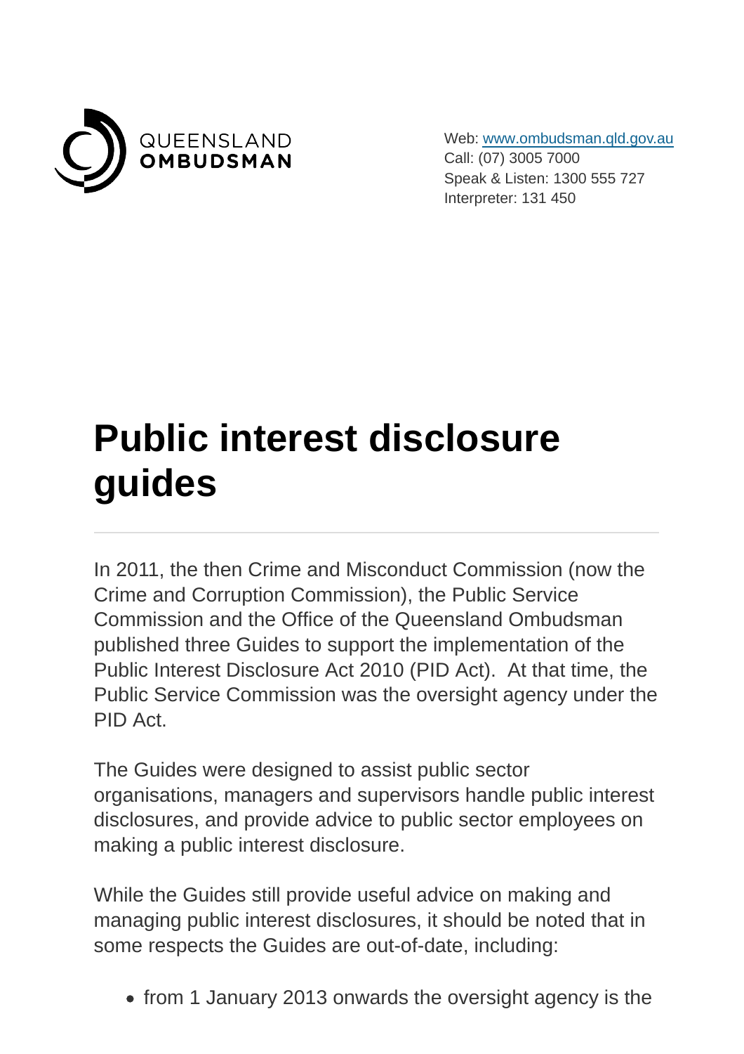QUEENSLAND
**OMBUDSMAN**

Web: [www.ombudsman.qld.gov.au](http://www.ombudsman.qld.gov.au)
Call: (07) 3005 7000
Speak & Listen: 1300 555 727
Interpreter: 131 450

# Public interest disclosure guides

---

In 2011, the then Crime and Misconduct Commission (now the Crime and Corruption Commission), the Public Service Commission and the Office of the Queensland Ombudsman published three Guides to support the implementation of the Public Interest Disclosure Act 2010 (PID Act). At that time, the Public Service Commission was the oversight agency under the PID Act.

The Guides were designed to assist public sector organisations, managers and supervisors handle public interest disclosures, and provide advice to public sector employees on making a public interest disclosure.

While the Guides still provide useful advice on making and managing public interest disclosures, it should be noted that in some respects the Guides are out-of-date, including:

- from 1 January 2013 onwards the oversight agency is the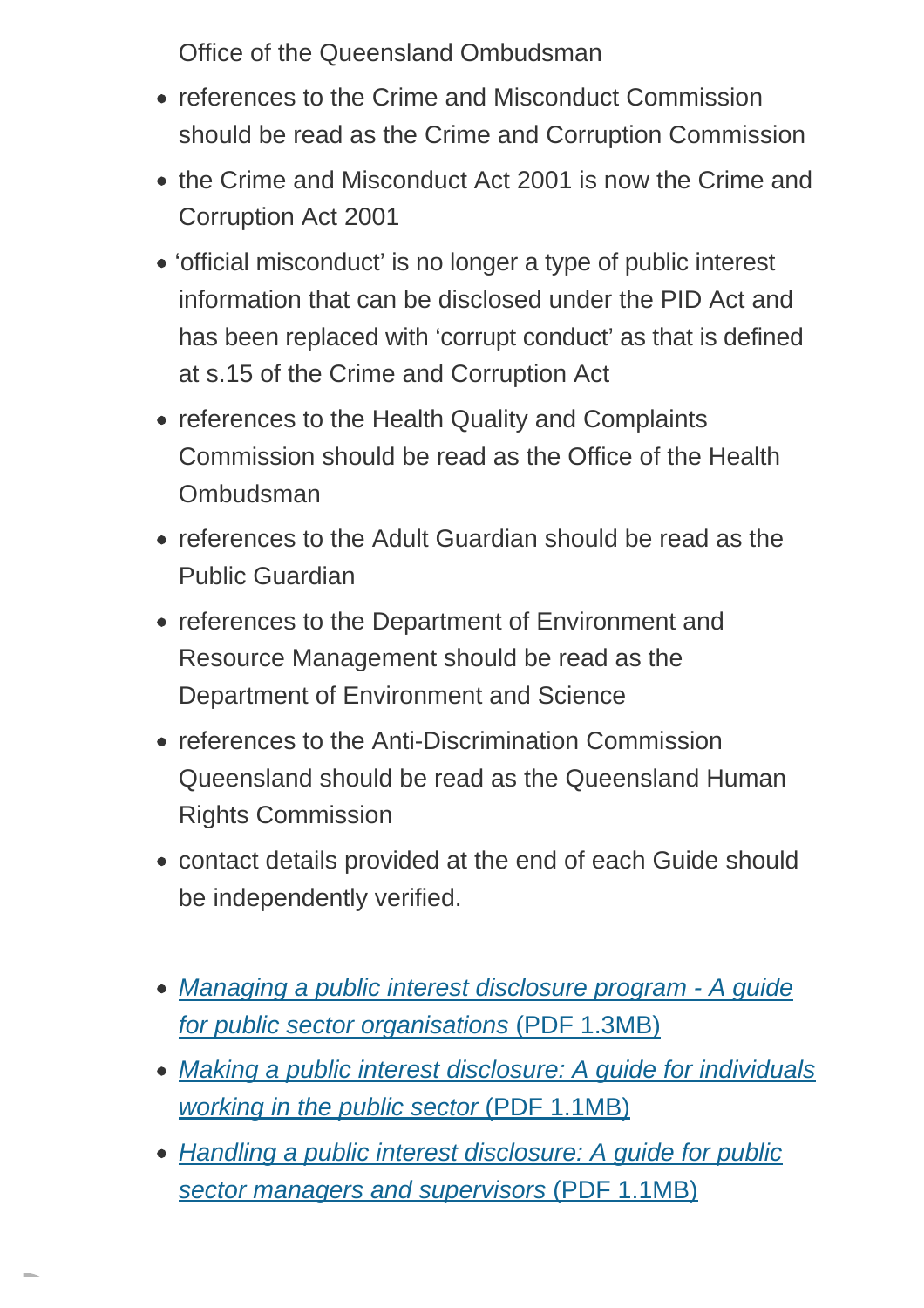Office of the Queensland Ombudsman

- references to the Crime and Misconduct Commission should be read as the Crime and Corruption Commission
- the Crime and Misconduct Act 2001 is now the Crime and Corruption Act 2001
- 'official misconduct' is no longer a type of public interest information that can be disclosed under the PID Act and has been replaced with 'corrupt conduct' as that is defined at s.15 of the Crime and Corruption Act
- references to the Health Quality and Complaints Commission should be read as the Office of the Health Ombudsman
- references to the Adult Guardian should be read as the Public Guardian
- references to the Department of Environment and Resource Management should be read as the Department of Environment and Science
- references to the Anti-Discrimination Commission Queensland should be read as the Queensland Human Rights Commission
- contact details provided at the end of each Guide should be independently verified.

- *Managing a public interest disclosure program - A guide for public sector organisations* (PDF 1.3MB)
- *Making a public interest disclosure: A guide for individuals working in the public sector* (PDF 1.1MB)
- *Handling a public interest disclosure: A guide for public sector managers and supervisors* (PDF 1.1MB)